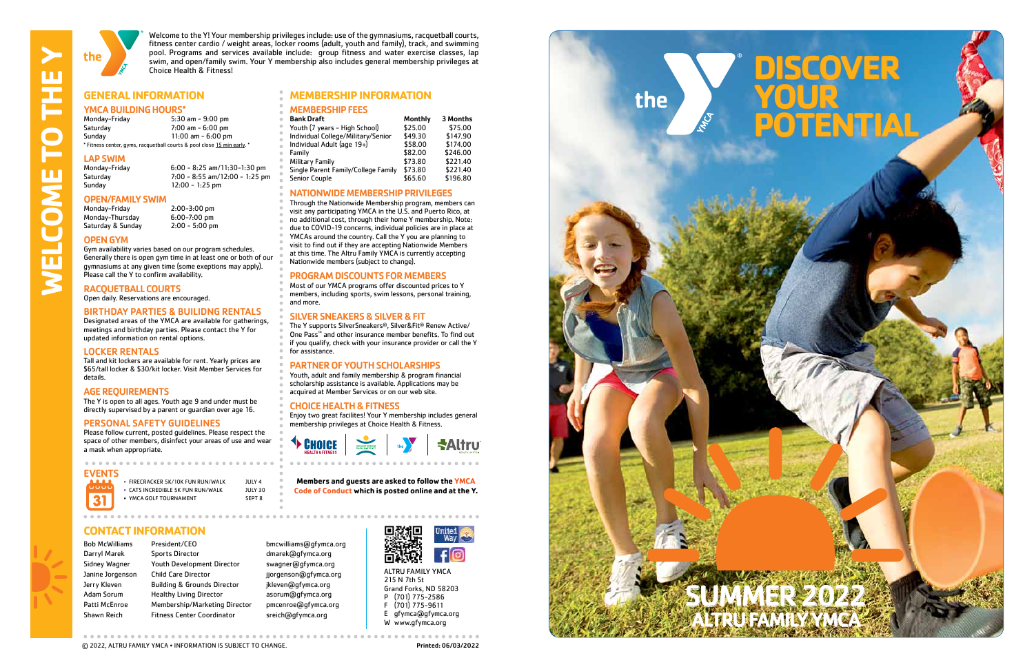# WELCOME TO THE Y

Welcome to the Y! Your membership privileges include: use of the gymnasiums, racquetball courts, fitness center cardio / weight areas, locker rooms (adult, youth and family), track, and swimming pool. Programs and services available include: group fitness and water exercise classes, lap swim, and open/family swim. Your Y membership also includes general membership privileges at Choice Health & Fitness!

## GENERAL INFORMATION

### YMCA BUILDING HOURS*

| | |
|---|---|
| Monday-Friday | 5:30 am - 9:00 pm |
| Saturday | 7:00 am - 6:00 pm |
| Sunday | 11:00 am - 6:00 pm |

\* Fitness center, gyms, racquetball courts & pool close 15 min early. *

### LAP SWIM

| | |
|---|---|
| Monday-Friday | 6:00 - 8:25 am/11:30-1:30 pm |
| Saturday | 7:00 - 8:55 am/12:00 - 1:25 pm |
| Sunday | 12:00 - 1:25 pm |

### OPEN/FAMILY SWIM

| | |
|---|---|
| Monday-Friday | 2:00-3:00 pm |
| Monday-Thursday | 6:00-7:00 pm |
| Saturday & Sunday | 2:00 - 5:00 pm |

### OPEN GYM

Gym availability varies based on our program schedules. Generally there is open gym time in at least one or both of our gymnasiums at any given time (some exeptions may apply). Please call the Y to confirm availability.

### RACQUETBALL COURTS

Open daily. Reservations are encouraged.

### BIRTHDAY PARTIES & BUILIDNG RENTALS

Designated areas of the YMCA are available for gatherings, meetings and birthday parties. Please contact the Y for updated information on rental options.

### LOCKER RENTALS

Tall and kit lockers are available for rent. Yearly prices are $65/tall locker & $30/kit locker. Visit Member Services for details.

### AGE REQUIREMENTS

The Y is open to all ages. Youth age 9 and under must be directly supervised by a parent or guardian over age 16.

### PERSONAL SAFETY GUIDELINES

Please follow current, posted guidelines. Please respect the space of other members, disinfect your areas of use and wear a mask when appropriate.

### EVENTS

- FIRECRACKER 5K/10K FUN RUN/WALK — JULY 4
- CATS INCREDIBLE 5K FUN RUN/WALK — JULY 30
- YMCA GOLF TOURNAMENT — SEPT 8

## MEMBERSHIP INFORMATION

### MEMBERSHIP FEES

| Bank Draft | Monthly | 3 Months |
|---|---|---|
| Youth (7 years - High School) | $25.00 | $75.00 |
| Individual College/Military/Senior | $49.30 | $147.90 |
| Individual Adult (age 19+) | $58.00 | $174.00 |
| Family | $82.00 | $246.00 |
| Military Family | $73.80 | $221.40 |
| Single Parent Family/College Family | $73.80 | $221.40 |
| Senior Couple | $65.60 | $196.80 |

### NATIONWIDE MEMBERSHIP PRIVILEGES

Through the Nationwide Membership program, members can visit any participating YMCA in the U.S. and Puerto Rico, at no additional cost, through their home Y membership. Note: due to COVID-19 concerns, individual policies are in place at YMCAs around the country. Call the Y you are planning to visit to find out if they are accepting Nationwide Members at this time. The Altru Family YMCA is currently accepting Nationwide members (subject to change).

### PROGRAM DISCOUNTS FOR MEMBERS

Most of our YMCA programs offer discounted prices to Y members, including sports, swim lessons, personal training, and more.

### SILVER SNEAKERS & SILVER & FIT

The Y supports SilverSneakers®, Silver&Fit® Renew Active/ One Pass™ and other insurance member benefits. To find out if you qualify, check with your insurance provider or call the Y for assistance.

### PARTNER OF YOUTH SCHOLARSHIPS

Youth, adult and family membership & program financial scholarship assistance is available. Applications may be acquired at Member Services or on our web site.

### CHOICE HEALTH & FITNESS

Enjoy two great facilites! Your Y membership includes general membership privileges at Choice Health & Fitness.

**Members and guests are asked to follow the YMCA Code of Conduct which is posted online and at the Y.**

## CONTACT INFORMATION

| | | |
|---|---|---|
| Bob McWilliams | President/CEO | bmcwilliams@gfymca.org |
| Darryl Marek | Sports Director | dmarek@gfymca.org |
| Sidney Wagner | Youth Development Director | swagner@gfymca.org |
| Janine Jorgenson | Child Care Director | jjorgenson@gfymca.org |
| Jerry Kleven | Building & Grounds Director | jkleven@gfymca.org |
| Adam Sorum | Healthy Living Director | asorum@gfymca.org |
| Patti McEnroe | Membership/Marketing Director | pmcenroe@gfymca.org |
| Shawn Reich | Fitness Center Coordinator | sreich@gfymca.org |

ALTRU FAMILY YMCA
215 N 7th St
Grand Forks, ND 58203
P (701) 775-2586
F (701) 775-9611
E gfymca@gfymca.org
W www.gfymca.org

© 2022, ALTRU FAMILY YMCA • INFORMATION IS SUBJECT TO CHANGE.

Printed: 06/03/2022

# DISCOVER YOUR POTENTIAL

# SUMMER 2022

## ALTRU FAMILY YMCA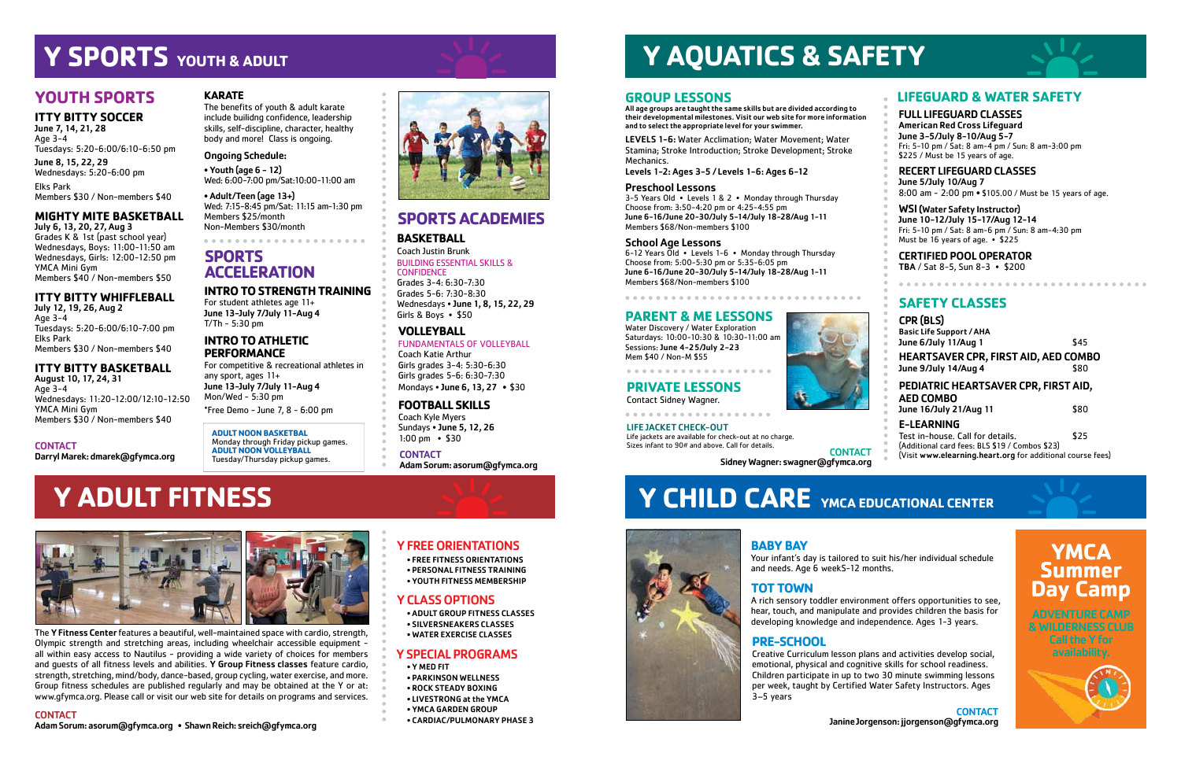# Y SPORTS YOUTH & ADULT

## YOUTH SPORTS

### ITTY BITTY SOCCER

**June 7, 14, 21, 28**
Age 3-4
Tuesdays: 5:20-6:00/6:10-6:50 pm

**June 8, 15, 22, 29**
Wednesdays: 5:20-6:00 pm

Elks Park
Members $30 / Non-members $40

### MIGHTY MITE BASKETBALL

**July 6, 13, 20, 27, Aug 3**
Grades K & 1st (past school year)
Wednesdays, Boys: 11:00-11:50 am
Wednesdays, Girls: 12:00-12:50 pm
YMCA Mini Gym
Members $40 / Non-members $50

### ITTY BITTY WHIFFLEBALL

**July 12, 19, 26, Aug 2**
Age 3-4
Tuesdays: 5:20-6:00/6:10-7:00 pm
Elks Park
Members $30 / Non-members $40

### ITTY BITTY BASKETBALL

**August 10, 17, 24, 31**
Age 3-4
Wednesdays: 11:20-12:00/12:10-12:50
YMCA Mini Gym
Members $30 / Non-members $40

**CONTACT**
**Darryl Marek: dmarek@gfymca.org**

### KARATE

The benefits of youth & adult karate include building confidence, leadership skills, self-discipline, character, healthy body and more! Class is ongoing.

**Ongoing Schedule:**

**• Youth (age 6 - 12)**
Wed: 6:00-7:00 pm/Sat:10:00-11:00 am

**• Adult/Teen (age 13+)**
Wed: 7:15-8:45 pm/Sat: 11:15 am-1:30 pm
Members $25/month
Non-Members $30/month

## SPORTS ACCELERATION

### INTRO TO STRENGTH TRAINING

For student athletes age 11+
**June 13-July 7/July 11-Aug 4**
T/Th - 5:30 pm

### INTRO TO ATHLETIC PERFORMANCE

For competitive & recreational athletes in any sport, ages 11+
**June 13-July 7/July 11-Aug 4**
Mon/Wed - 5:30 pm
*Free Demo - June 7, 8 - 6:00 pm

**ADULT NOON BASKETBAL**
Monday through Friday pickup games.
**ADULT NOON VOLLEYBALL**
Tuesday/Thursday pickup games.

## SPORTS ACADEMIES

### BASKETBALL

Coach Justin Burnham
BUILDING ESSENTIAL SKILLS & CONFIDENCE
Grades 3-4: 6:30-7:30
Grades 5-6: 7:30-8:30
Wednesdays • **June 1, 8, 15, 22, 29**
Girls & Boys • $50

### VOLLEYBALL

FUNDAMENTALS OF VOLLEYBALL
Coach Katie Arthur
Girls grades 3-4: 5:30-6:30
Girls grades 5-6: 6:30-7:30
Mondays • **June 6, 13, 27** • $30

### FOOTBALL SKILLS

Coach Kyle Myers
Sundays • **June 5, 12, 26**
1:00 pm • $30

**CONTACT**
**Adam Sorum: asorum@gfymca.org**

# Y AQUATICS & SAFETY

## GROUP LESSONS

**All age groups are taught the same skills but are divided according to their developmental milestones. Visit our web site for more information and to select the appropriate level for your swimmer.**

**LEVELS 1-6:** Water Acclimation; Water Movement; Water Stamina; Stroke Introduction; Stroke Development; Stroke Mechanics.
**Levels 1-2: Ages 3-5 / Levels 1-6: Ages 6-12**

### Preschool Lessons

3-5 Years Old • Levels 1 & 2 • Monday through Thursday
Choose from: 3:50-4:20 pm or 4:25-4:55 pm
**June 6-16/June 20-30/July 5-14/July 18-28/Aug 1-11**
Members $68/Non-members $100

### School Age Lessons

6-12 Years Old • Levels 1-6 • Monday through Thursday
Choose from: 5:00-5:30 pm or 5:35-6:05 pm
**June 6-16/June 20-30/July 5-14/July 18-28/Aug 1-11**
Members $68/Non-members $100

## PARENT & ME LESSONS

Water Discovery / Water Exploration
Saturdays: 10:00-10:30 & 10:30-11:00 am
Sessions: **June 4-25/July 2-23**
Mem $40 / Non-M $55

## PRIVATE LESSONS

Contact Sidney Wagner.

**LIFE JACKET CHECK-OUT**
Life jackets are available for check-out at no charge. Sizes infant to 90# and above. Call for details.

**CONTACT**
**Sidney Wagner: swagner@gfymca.org**

## LIFEGUARD & WATER SAFETY

### FULL LIFEGUARD CLASSES

**American Red Cross Lifeguard**
**June 3-5/July 8-10/Aug 5-7**
Fri: 5-10 pm / Sat: 8 am-4 pm / Sun: 8 am-3:00 pm
$225 / Must be 15 years of age.

### RECERT LIFEGUARD CLASSES

**June 5/July 10/Aug 7**
8:00 am - 2:00 pm • $105.00 / Must be 15 years of age.

### WSI (Water Safety Instructor)

**June 10-12/July 15-17/Aug 12-14**
Fri: 5-10 pm / Sat: 8 am-6 pm / Sun: 8 am-4:30 pm
Must be 16 years of age. • $225

### CERTIFIED POOL OPERATOR

**TBA** / Sat 8-5, Sun 8-3 • $200

## SAFETY CLASSES

### CPR (BLS)

**Basic Life Support / AHA**
**June 6/July 11/Aug 1** $45

### HEARTSAVER CPR, FIRST AID, AED COMBO

**June 9/July 14/Aug 4** $80

### PEDIATRIC HEARTSAVER CPR, FIRST AID, AED COMBO

**June 16/July 21/Aug 11** $80

### E-LEARNING

Test in-house. Call for details. $25
(Additional card fees: BLS $19 / Combos $23)
(Visit **www.elearning.heart.org** for additional course fees)

# Y ADULT FITNESS

The **Y Fitness Center** features a beautiful, well-maintained space with cardio, strength, Olympic strength and stretching areas, including wheelchair accessible equipment - all within easy access to Nautilus - providing a wide variety of choices for members and guests of all fitness levels and abilities. **Y Group Fitness classes** feature cardio, strength, stretching, mind/body, dance-based, group cycling, water exercise, and more. Group fitness schedules are published regularly and may be obtained at the Y or at: www.gfymca.org. Please call or visit our web site for details on programs and services.

**CONTACT**
**Adam Sorum: asorum@gfymca.org • Shawn Reich: sreich@gfymca.org**

## Y FREE ORIENTATIONS

- FREE FITNESS ORIENTATIONS
- PERSONAL FITNESS TRAINING
- YOUTH FITNESS MEMBERSHIP

## Y CLASS OPTIONS

- ADULT GROUP FITNESS CLASSES
- SILVERSNEAKERS CLASSES
- WATER EXERCISE CLASSES

## Y SPECIAL PROGRAMS

- Y MED FIT
- PARKINSON WELLNESS
- ROCK STEADY BOXING
- LIVESTRONG at the YMCA
- YMCA GARDEN GROUP
- CARDIAC/PULMONARY PHASE 3

# Y CHILD CARE YMCA EDUCATIONAL CENTER

## BABY BAY

Your infant's day is tailored to suit his/her individual schedule and needs. Age 6 weekS-12 months.

## TOT TOWN

A rich sensory toddler environment offers opportunities to see, hear, touch, and manipulate and provides children the basis for developing knowledge and independence. Ages 1-3 years.

## PRE-SCHOOL

Creative Curriculum lesson plans and activities develop social, emotional, physical and cognitive skills for school readiness. Children participate in up to two 30 minute swimming lessons per week, taught by Certified Water Safety Instructors. Ages 3–5 years

**CONTACT**
**Janine Jorgenson: jjorgenson@gfymca.org**

## YMCA Summer Day Camp

**ADVENTURE CAMP & WILDERNESS CLUB**
**Call the Y for availability.**